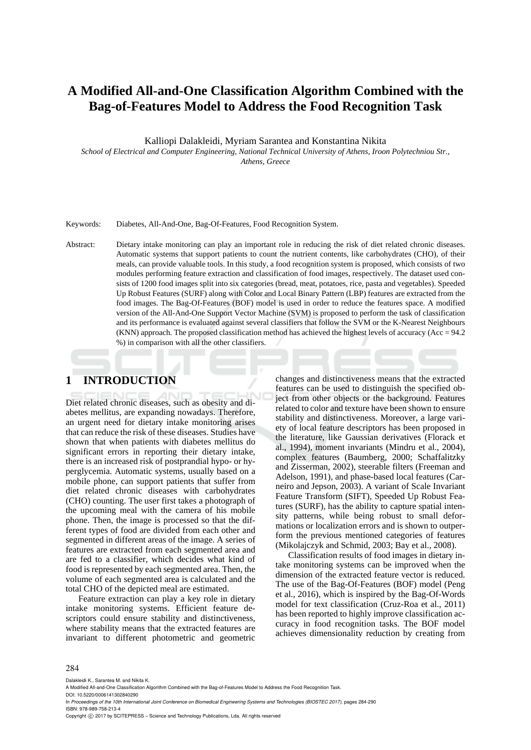# A Modified All-and-One Classification Algorithm Combined with the Bag-of-Features Model to Address the Food Recognition Task

Kalliopi Dalakleidi, Myriam Sarantea and Konstantina Nikita

*School of Electrical and Computer Engineering, National Technical University of Athens, Iroon Polytechniou Str., Athens, Greece*

Keywords: Diabetes, All-And-One, Bag-Of-Features, Food Recognition System.

Abstract: Dietary intake monitoring can play an important role in reducing the risk of diet related chronic diseases. Automatic systems that support patients to count the nutrient contents, like carbohydrates (CHO), of their meals, can provide valuable tools. In this study, a food recognition system is proposed, which consists of two modules performing feature extraction and classification of food images, respectively. The dataset used consists of 1200 food images split into six categories (bread, meat, potatoes, rice, pasta and vegetables). Speeded Up Robust Features (SURF) along with Color and Local Binary Pattern (LBP) features are extracted from the food images. The Bag-Of-Features (BOF) model is used in order to reduce the features space. A modified version of the All-And-One Support Vector Machine (SVM) is proposed to perform the task of classification and its performance is evaluated against several classifiers that follow the SVM or the K-Nearest Neighbours (KNN) approach. The proposed classification method has achieved the highest levels of accuracy (Acc = 94.2 %) in comparison with all the other classifiers.

## 1 INTRODUCTION

Diet related chronic diseases, such as obesity and diabetes mellitus, are expanding nowadays. Therefore, an urgent need for dietary intake monitoring arises that can reduce the risk of these diseases. Studies have shown that when patients with diabetes mellitus do significant errors in reporting their dietary intake, there is an increased risk of postprandial hypo- or hyperglycemia. Automatic systems, usually based on a mobile phone, can support patients that suffer from diet related chronic diseases with carbohydrates (CHO) counting. The user first takes a photograph of the upcoming meal with the camera of his mobile phone. Then, the image is processed so that the different types of food are divided from each other and segmented in different areas of the image. A series of features are extracted from each segmented area and are fed to a classifier, which decides what kind of food is represented by each segmented area. Then, the volume of each segmented area is calculated and the total CHO of the depicted meal are estimated.

Feature extraction can play a key role in dietary intake monitoring systems. Efficient feature descriptors could ensure stability and distinctiveness, where stability means that the extracted features are invariant to different photometric and geometric changes and distinctiveness means that the extracted features can be used to distinguish the specified object from other objects or the background. Features related to color and texture have been shown to ensure stability and distinctiveness. Moreover, a large variety of local feature descriptors has been proposed in the literature, like Gaussian derivatives (Florack et al., 1994), moment invariants (Mindru et al., 2004), complex features (Baumberg, 2000; Schaffalitzky and Zisserman, 2002), steerable filters (Freeman and Adelson, 1991), and phase-based local features (Carneiro and Jepson, 2003). A variant of Scale Invariant Feature Transform (SIFT), Speeded Up Robust Features (SURF), has the ability to capture spatial intensity patterns, while being robust to small deformations or localization errors and is shown to outperform the previous mentioned categories of features (Mikolajczyk and Schmid, 2003; Bay et al., 2008).

Classification results of food images in dietary intake monitoring systems can be improved when the dimension of the extracted feature vector is reduced. The use of the Bag-Of-Features (BOF) model (Peng et al., 2016), which is inspired by the Bag-Of-Words model for text classification (Cruz-Roa et al., 2011) has been reported to highly improve classification accuracy in food recognition tasks. The BOF model achieves dimensionality reduction by creating from

Dalakleidi K., Sarantea M. and Nikita K.
A Modified All-and-One Classification Algorithm Combined with the Bag-of-Features Model to Address the Food Recognition Task.
DOI: 10.5220/0006141302840290
In *Proceedings of the 10th International Joint Conference on Biomedical Engineering Systems and Technologies (BIOSTEC 2017)*, pages 284-290
ISBN: 978-989-758-213-4
Copyright © 2017 by SCITEPRESS – Science and Technology Publications, Lda. All rights reserved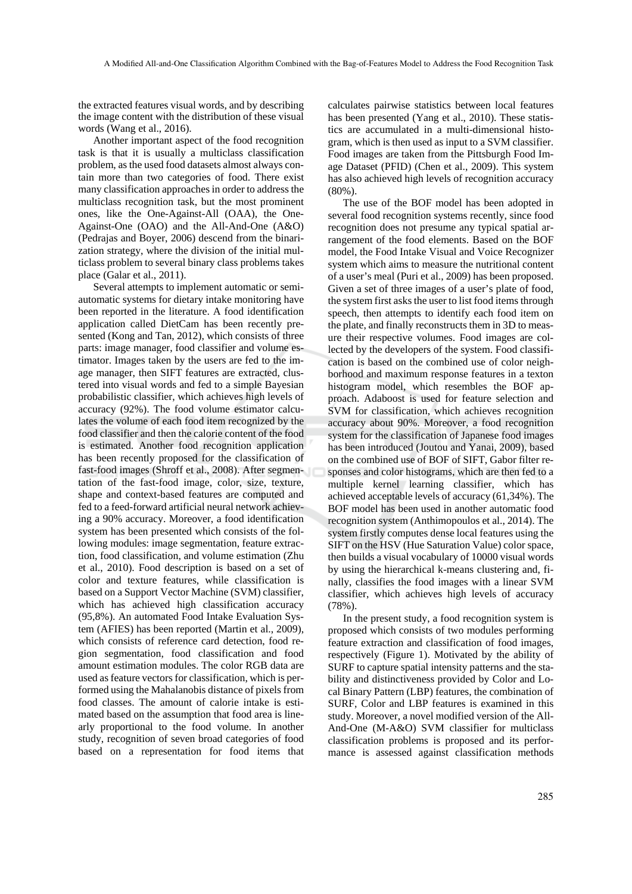the extracted features visual words, and by describing the image content with the distribution of these visual words (Wang et al., 2016).

Another important aspect of the food recognition task is that it is usually a multiclass classification problem, as the used food datasets almost always contain more than two categories of food. There exist many classification approaches in order to address the multiclass recognition task, but the most prominent ones, like the One-Against-All (OAA), the One-Against-One (OAO) and the All-And-One (A&O) (Pedrajas and Boyer, 2006) descend from the binarization strategy, where the division of the initial multiclass problem to several binary class problems takes place (Galar et al., 2011).

Several attempts to implement automatic or semi-automatic systems for dietary intake monitoring have been reported in the literature. A food identification application called DietCam has been recently presented (Kong and Tan, 2012), which consists of three parts: image manager, food classifier and volume estimator. Images taken by the users are fed to the image manager, then SIFT features are extracted, clustered into visual words and fed to a simple Bayesian probabilistic classifier, which achieves high levels of accuracy (92%). The food volume estimator calculates the volume of each food item recognized by the food classifier and then the calorie content of the food is estimated. Another food recognition application has been recently proposed for the classification of fast-food images (Shroff et al., 2008). After segmentation of the fast-food image, color, size, texture, shape and context-based features are computed and fed to a feed-forward artificial neural network achieving a 90% accuracy. Moreover, a food identification system has been presented which consists of the following modules: image segmentation, feature extraction, food classification, and volume estimation (Zhu et al., 2010). Food description is based on a set of color and texture features, while classification is based on a Support Vector Machine (SVM) classifier, which has achieved high classification accuracy (95,8%). An automated Food Intake Evaluation System (AFIES) has been reported (Martin et al., 2009), which consists of reference card detection, food region segmentation, food classification and food amount estimation modules. The color RGB data are used as feature vectors for classification, which is performed using the Mahalanobis distance of pixels from food classes. The amount of calorie intake is estimated based on the assumption that food area is linearly proportional to the food volume. In another study, recognition of seven broad categories of food based on a representation for food items that calculates pairwise statistics between local features has been presented (Yang et al., 2010). These statistics are accumulated in a multi-dimensional histogram, which is then used as input to a SVM classifier. Food images are taken from the Pittsburgh Food Image Dataset (PFID) (Chen et al., 2009). This system has also achieved high levels of recognition accuracy (80%).

The use of the BOF model has been adopted in several food recognition systems recently, since food recognition does not presume any typical spatial arrangement of the food elements. Based on the BOF model, the Food Intake Visual and Voice Recognizer system which aims to measure the nutritional content of a user's meal (Puri et al., 2009) has been proposed. Given a set of three images of a user's plate of food, the system first asks the user to list food items through speech, then attempts to identify each food item on the plate, and finally reconstructs them in 3D to measure their respective volumes. Food images are collected by the developers of the system. Food classification is based on the combined use of color neighborhood and maximum response features in a texton histogram model, which resembles the BOF approach. Adaboost is used for feature selection and SVM for classification, which achieves recognition accuracy about 90%. Moreover, a food recognition system for the classification of Japanese food images has been introduced (Joutou and Yanai, 2009), based on the combined use of BOF of SIFT, Gabor filter responses and color histograms, which are then fed to a multiple kernel learning classifier, which has achieved acceptable levels of accuracy (61,34%). The BOF model has been used in another automatic food recognition system (Anthimopoulos et al., 2014). The system firstly computes dense local features using the SIFT on the HSV (Hue Saturation Value) color space, then builds a visual vocabulary of 10000 visual words by using the hierarchical k-means clustering and, finally, classifies the food images with a linear SVM classifier, which achieves high levels of accuracy (78%).

In the present study, a food recognition system is proposed which consists of two modules performing feature extraction and classification of food images, respectively (Figure 1). Motivated by the ability of SURF to capture spatial intensity patterns and the stability and distinctiveness provided by Color and Local Binary Pattern (LBP) features, the combination of SURF, Color and LBP features is examined in this study. Moreover, a novel modified version of the All-And-One (M-A&O) SVM classifier for multiclass classification problems is proposed and its performance is assessed against classification methods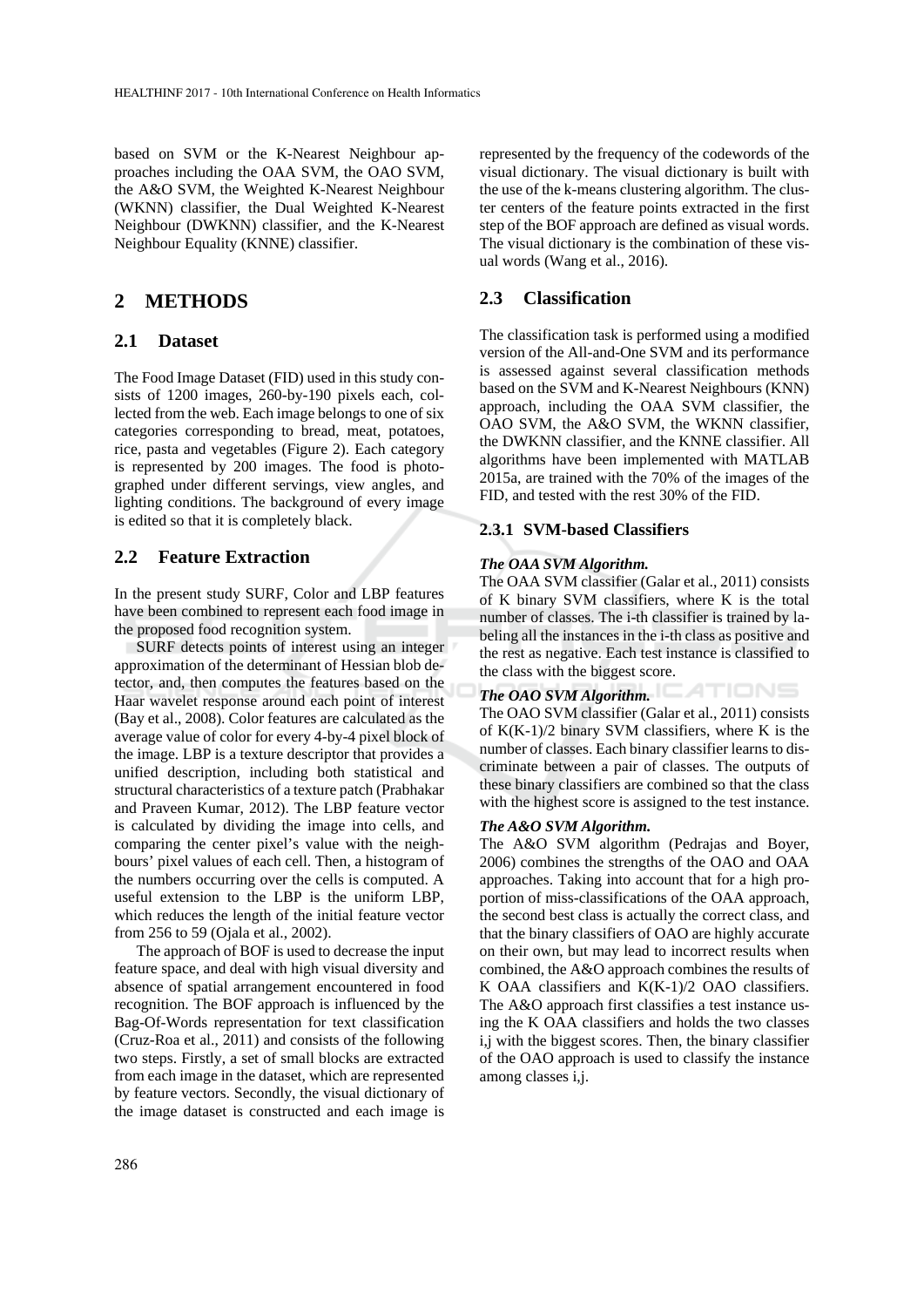based on SVM or the K-Nearest Neighbour approaches including the OAA SVM, the OAO SVM, the A&O SVM, the Weighted K-Nearest Neighbour (WKNN) classifier, the Dual Weighted K-Nearest Neighbour (DWKNN) classifier, and the K-Nearest Neighbour Equality (KNNE) classifier.

# 2 METHODS

## 2.1 Dataset

The Food Image Dataset (FID) used in this study consists of 1200 images, 260-by-190 pixels each, collected from the web. Each image belongs to one of six categories corresponding to bread, meat, potatoes, rice, pasta and vegetables (Figure 2). Each category is represented by 200 images. The food is photographed under different servings, view angles, and lighting conditions. The background of every image is edited so that it is completely black.

## 2.2 Feature Extraction

In the present study SURF, Color and LBP features have been combined to represent each food image in the proposed food recognition system.

SURF detects points of interest using an integer approximation of the determinant of Hessian blob detector, and, then computes the features based on the Haar wavelet response around each point of interest (Bay et al., 2008). Color features are calculated as the average value of color for every 4-by-4 pixel block of the image. LBP is a texture descriptor that provides a unified description, including both statistical and structural characteristics of a texture patch (Prabhakar and Praveen Kumar, 2012). The LBP feature vector is calculated by dividing the image into cells, and comparing the center pixel's value with the neighbours' pixel values of each cell. Then, a histogram of the numbers occurring over the cells is computed. A useful extension to the LBP is the uniform LBP, which reduces the length of the initial feature vector from 256 to 59 (Ojala et al., 2002).

The approach of BOF is used to decrease the input feature space, and deal with high visual diversity and absence of spatial arrangement encountered in food recognition. The BOF approach is influenced by the Bag-Of-Words representation for text classification (Cruz-Roa et al., 2011) and consists of the following two steps. Firstly, a set of small blocks are extracted from each image in the dataset, which are represented by feature vectors. Secondly, the visual dictionary of the image dataset is constructed and each image is represented by the frequency of the codewords of the visual dictionary. The visual dictionary is built with the use of the k-means clustering algorithm. The cluster centers of the feature points extracted in the first step of the BOF approach are defined as visual words. The visual dictionary is the combination of these visual words (Wang et al., 2016).

## 2.3 Classification

The classification task is performed using a modified version of the All-and-One SVM and its performance is assessed against several classification methods based on the SVM and K-Nearest Neighbours (KNN) approach, including the OAA SVM classifier, the OAO SVM, the A&O SVM, the WKNN classifier, the DWKNN classifier, and the KNNE classifier. All algorithms have been implemented with MATLAB 2015a, are trained with the 70% of the images of the FID, and tested with the rest 30% of the FID.

### 2.3.1 SVM-based Classifiers

***The OAA SVM Algorithm.***
The OAA SVM classifier (Galar et al., 2011) consists of K binary SVM classifiers, where K is the total number of classes. The i-th classifier is trained by labeling all the instances in the i-th class as positive and the rest as negative. Each test instance is classified to the class with the biggest score.

***The OAO SVM Algorithm.***
The OAO SVM classifier (Galar et al., 2011) consists of K(K-1)/2 binary SVM classifiers, where K is the number of classes. Each binary classifier learns to discriminate between a pair of classes. The outputs of these binary classifiers are combined so that the class with the highest score is assigned to the test instance.

***The A&O SVM Algorithm.***
The A&O SVM algorithm (Pedrajas and Boyer, 2006) combines the strengths of the OAO and OAA approaches. Taking into account that for a high proportion of miss-classifications of the OAA approach, the second best class is actually the correct class, and that the binary classifiers of OAO are highly accurate on their own, but may lead to incorrect results when combined, the A&O approach combines the results of K OAA classifiers and K(K-1)/2 OAO classifiers. The A&O approach first classifies a test instance using the K OAA classifiers and holds the two classes i,j with the biggest scores. Then, the binary classifier of the OAO approach is used to classify the instance among classes i,j.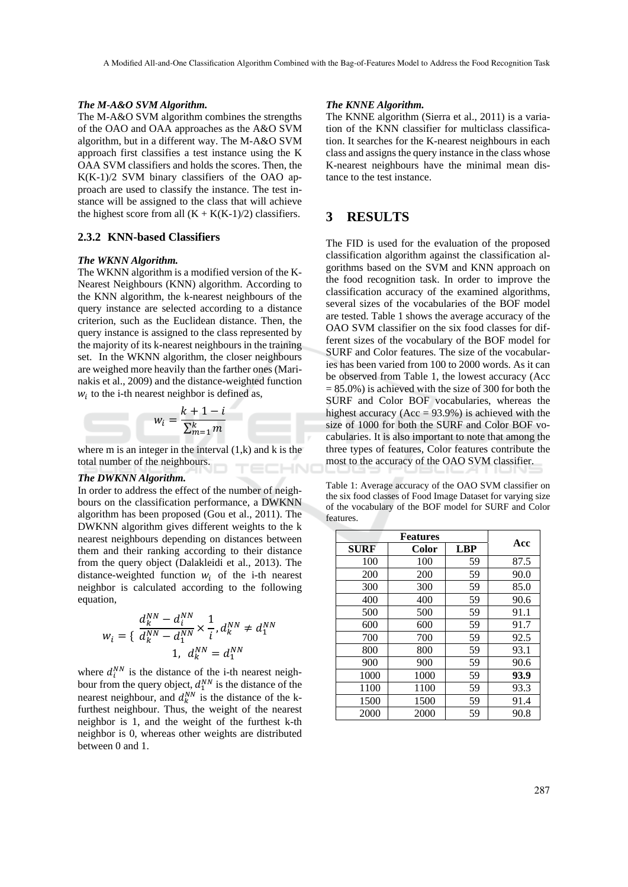***The M-A&O SVM Algorithm.***
The M-A&O SVM algorithm combines the strengths of the OAO and OAA approaches as the A&O SVM algorithm, but in a different way. The M-A&O SVM approach first classifies a test instance using the K OAA SVM classifiers and holds the scores. Then, the K(K-1)/2 SVM binary classifiers of the OAO approach are used to classify the instance. The test instance will be assigned to the class that will achieve the highest score from all (K + K(K-1)/2) classifiers.

### 2.3.2 KNN-based Classifiers

***The WKNN Algorithm.***
The WKNN algorithm is a modified version of the K-Nearest Neighbours (KNN) algorithm. According to the KNN algorithm, the k-nearest neighbours of the query instance are selected according to a distance criterion, such as the Euclidean distance. Then, the query instance is assigned to the class represented by the majority of its k-nearest neighbours in the training set. In the WKNN algorithm, the closer neighbours are weighed more heavily than the farther ones (Marinakis et al., 2009) and the distance-weighted function $w_i$ to the i-th nearest neighbor is defined as,

$$w_i = \frac{k + 1 - i}{\sum_{m=1}^{k} m}$$

where m is an integer in the interval (1,k) and k is the total number of the neighbours.

***The DWKNN Algorithm.***
In order to address the effect of the number of neighbours on the classification performance, a DWKNN algorithm has been proposed (Gou et al., 2011). The DWKNN algorithm gives different weights to the k nearest neighbours depending on distances between them and their ranking according to their distance from the query object (Dalakleidi et al., 2013). The distance-weighted function $w_i$ of the i-th nearest neighbor is calculated according to the following equation,

$$w_i = \begin{cases} \frac{d_k^{NN} - d_i^{NN}}{d_k^{NN} - d_1^{NN}} \times \frac{1}{i}, d_k^{NN} \neq d_1^{NN} \\ 1, \ d_k^{NN} = d_1^{NN} \end{cases}$$

where $d_i^{NN}$ is the distance of the i-th nearest neighbour from the query object, $d_1^{NN}$ is the distance of the nearest neighbour, and $d_k^{NN}$ is the distance of the k-furthest neighbour. Thus, the weight of the nearest neighbor is 1, and the weight of the furthest k-th neighbor is 0, whereas other weights are distributed between 0 and 1.

***The KNNE Algorithm.***
The KNNE algorithm (Sierra et al., 2011) is a variation of the KNN classifier for multiclass classification. It searches for the K-nearest neighbours in each class and assigns the query instance in the class whose K-nearest neighbours have the minimal mean distance to the test instance.

## 3 RESULTS

The FID is used for the evaluation of the proposed classification algorithm against the classification algorithms based on the SVM and KNN approach on the food recognition task. In order to improve the classification accuracy of the examined algorithms, several sizes of the vocabularies of the BOF model are tested. Table 1 shows the average accuracy of the OAO SVM classifier on the six food classes for different sizes of the vocabulary of the BOF model for SURF and Color features. The size of the vocabularies has been varied from 100 to 2000 words. As it can be observed from Table 1, the lowest accuracy (Acc = 85.0%) is achieved with the size of 300 for both the SURF and Color BOF vocabularies, whereas the highest accuracy (Acc = 93.9%) is achieved with the size of 1000 for both the SURF and Color BOF vocabularies. It is also important to note that among the three types of features, Color features contribute the most to the accuracy of the OAO SVM classifier.

Table 1: Average accuracy of the OAO SVM classifier on the six food classes of Food Image Dataset for varying size of the vocabulary of the BOF model for SURF and Color features.

| Features | | | Acc |
|---|---|---|---|
| **SURF** | **Color** | **LBP** | |
| 100 | 100 | 59 | 87.5 |
| 200 | 200 | 59 | 90.0 |
| 300 | 300 | 59 | 85.0 |
| 400 | 400 | 59 | 90.6 |
| 500 | 500 | 59 | 91.1 |
| 600 | 600 | 59 | 91.7 |
| 700 | 700 | 59 | 92.5 |
| 800 | 800 | 59 | 93.1 |
| 900 | 900 | 59 | 90.6 |
| 1000 | 1000 | 59 | **93.9** |
| 1100 | 1100 | 59 | 93.3 |
| 1500 | 1500 | 59 | 91.4 |
| 2000 | 2000 | 59 | 90.8 |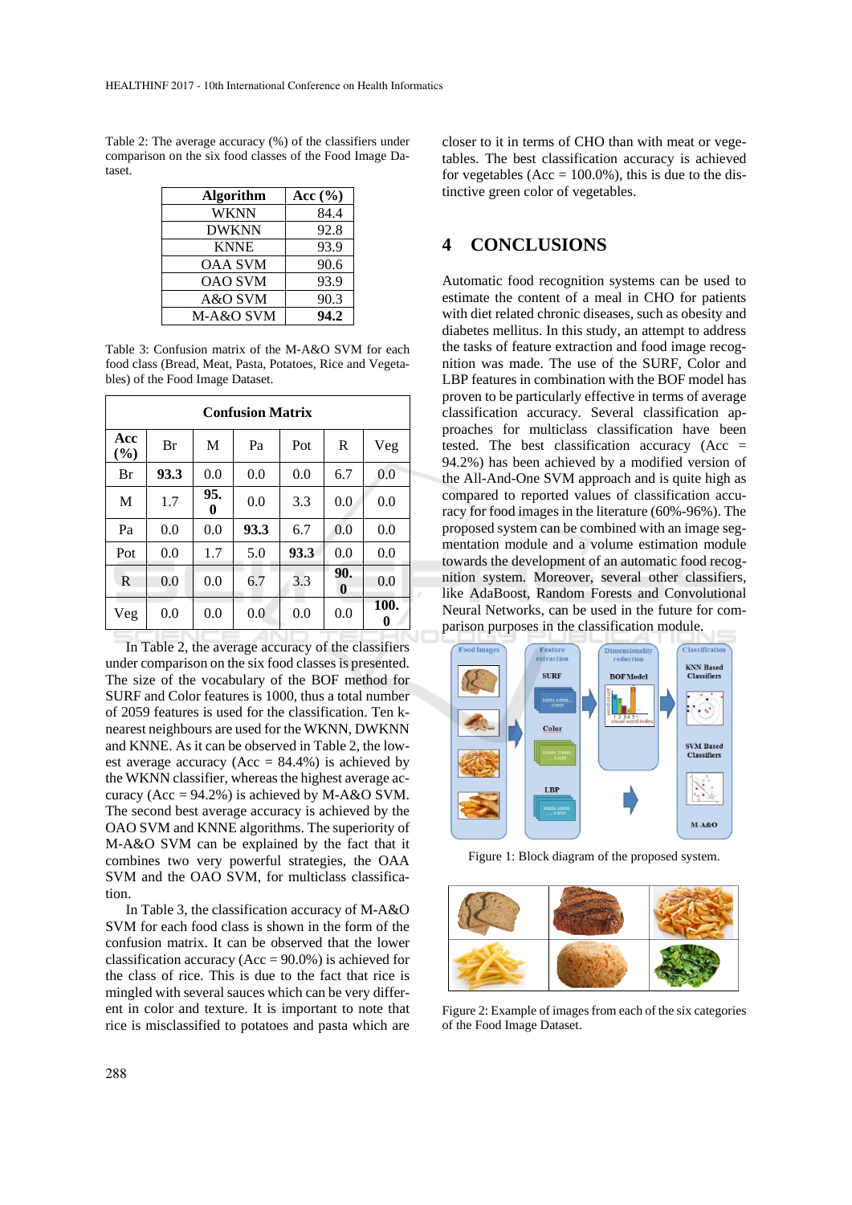Table 2: The average accuracy (%) of the classifiers under comparison on the six food classes of the Food Image Dataset.

| Algorithm | Acc (%) |
|---|---|
| WKNN | 84.4 |
| DWKNN | 92.8 |
| KNNE | 93.9 |
| OAA SVM | 90.6 |
| OAO SVM | 93.9 |
| A&O SVM | 90.3 |
| M-A&O SVM | **94.2** |

Table 3: Confusion matrix of the M-A&O SVM for each food class (Bread, Meat, Pasta, Potatoes, Rice and Vegetables) of the Food Image Dataset.

| Confusion Matrix | | | | | | |
|---|---|---|---|---|---|---|
| **Acc (%)** | Br | M | Pa | Pot | R | Veg |
| Br | **93.3** | 0.0 | 0.0 | 0.0 | 6.7 | 0.0 |
| M | 1.7 | **95.0** | 0.0 | 3.3 | 0.0 | 0.0 |
| Pa | 0.0 | 0.0 | **93.3** | 6.7 | 0.0 | 0.0 |
| Pot | 0.0 | 1.7 | 5.0 | **93.3** | 0.0 | 0.0 |
| R | 0.0 | 0.0 | 6.7 | 3.3 | **90.0** | 0.0 |
| Veg | 0.0 | 0.0 | 0.0 | 0.0 | 0.0 | **100.0** |

In Table 2, the average accuracy of the classifiers under comparison on the six food classes is presented. The size of the vocabulary of the BOF method for SURF and Color features is 1000, thus a total number of 2059 features is used for the classification. Ten k-nearest neighbours are used for the WKNN, DWKNN and KNNE. As it can be observed in Table 2, the lowest average accuracy (Acc = 84.4%) is achieved by the WKNN classifier, whereas the highest average accuracy (Acc = 94.2%) is achieved by M-A&O SVM. The second best average accuracy is achieved by the OAO SVM and KNNE algorithms. The superiority of M-A&O SVM can be explained by the fact that it combines two very powerful strategies, the OAA SVM and the OAO SVM, for multiclass classification.

In Table 3, the classification accuracy of M-A&O SVM for each food class is shown in the form of the confusion matrix. It can be observed that the lower classification accuracy (Acc = 90.0%) is achieved for the class of rice. This is due to the fact that rice is mingled with several sauces which can be very different in color and texture. It is important to note that rice is misclassified to potatoes and pasta which are closer to it in terms of CHO than with meat or vegetables. The best classification accuracy is achieved for vegetables (Acc = 100.0%), this is due to the distinctive green color of vegetables.

## 4 CONCLUSIONS

Automatic food recognition systems can be used to estimate the content of a meal in CHO for patients with diet related chronic diseases, such as obesity and diabetes mellitus. In this study, an attempt to address the tasks of feature extraction and food image recognition was made. The use of the SURF, Color and LBP features in combination with the BOF model has proven to be particularly effective in terms of average classification accuracy. Several classification approaches for multiclass classification have been tested. The best classification accuracy (Acc = 94.2%) has been achieved by a modified version of the All-And-One SVM approach and is quite high as compared to reported values of classification accuracy for food images in the literature (60%-96%). The proposed system can be combined with an image segmentation module and a volume estimation module towards the development of an automatic food recognition system. Moreover, several other classifiers, like AdaBoost, Random Forests and Convolutional Neural Networks, can be used in the future for comparison purposes in the classification module.

Figure 1: Block diagram of the proposed system.

Figure 2: Example of images from each of the six categories of the Food Image Dataset.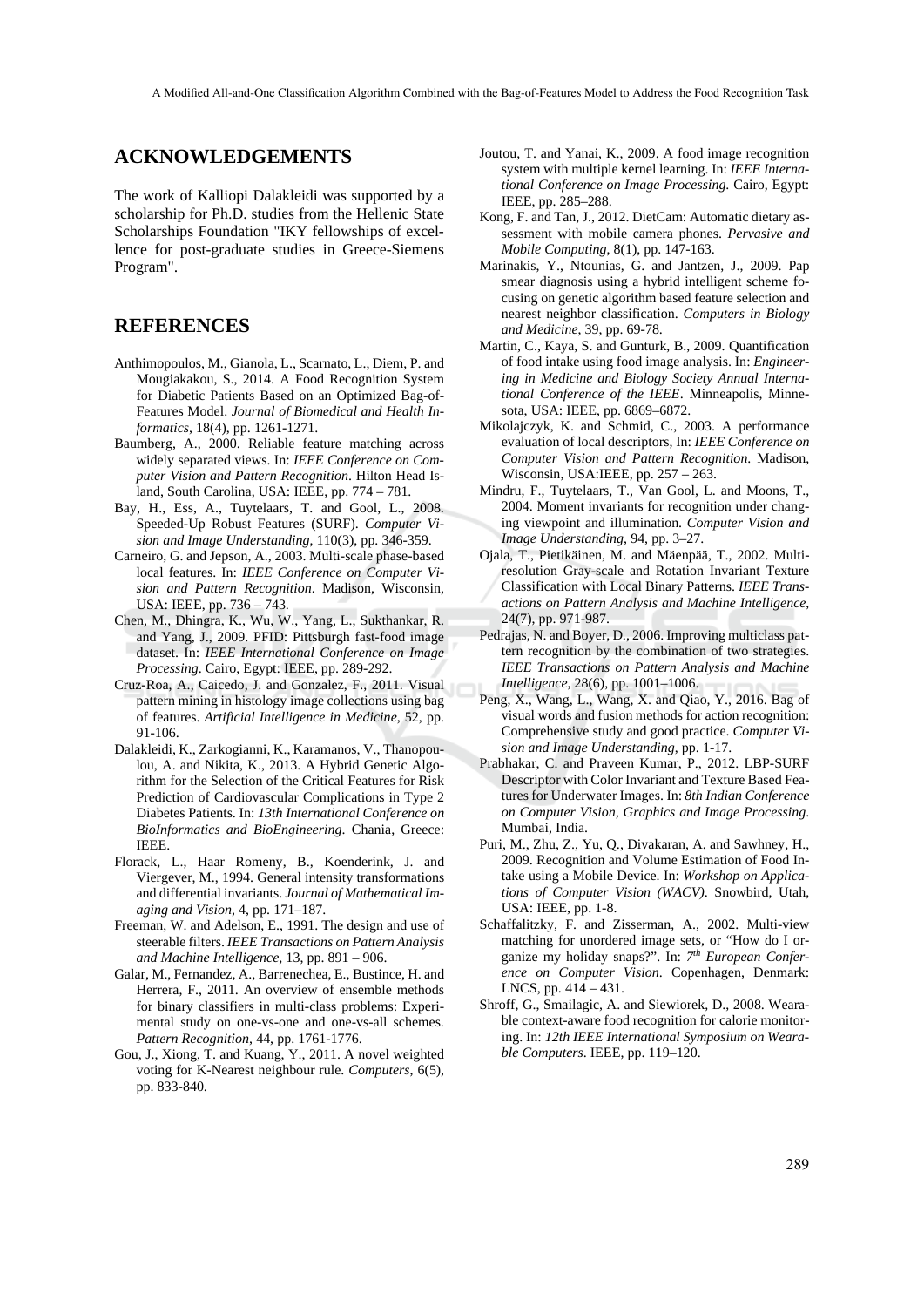## ACKNOWLEDGEMENTS

The work of Kalliopi Dalakleidi was supported by a scholarship for Ph.D. studies from the Hellenic State Scholarships Foundation "IKY fellowships of excellence for post-graduate studies in Greece-Siemens Program".

## REFERENCES

Anthimopoulos, M., Gianola, L., Scarnato, L., Diem, P. and Mougiakakou, S., 2014. A Food Recognition System for Diabetic Patients Based on an Optimized Bag-of-Features Model. *Journal of Biomedical and Health Informatics*, 18(4), pp. 1261-1271.

Baumberg, A., 2000. Reliable feature matching across widely separated views. In: *IEEE Conference on Computer Vision and Pattern Recognition*. Hilton Head Island, South Carolina, USA: IEEE, pp. 774 – 781.

Bay, H., Ess, A., Tuytelaars, T. and Gool, L., 2008. Speeded-Up Robust Features (SURF). *Computer Vision and Image Understanding*, 110(3), pp. 346-359.

Carneiro, G. and Jepson, A., 2003. Multi-scale phase-based local features. In: *IEEE Conference on Computer Vision and Pattern Recognition*. Madison, Wisconsin, USA: IEEE, pp. 736 – 743.

Chen, M., Dhingra, K., Wu, W., Yang, L., Sukthankar, R. and Yang, J., 2009. PFID: Pittsburgh fast-food image dataset. In: *IEEE International Conference on Image Processing*. Cairo, Egypt: IEEE, pp. 289-292.

Cruz-Roa, A., Caicedo, J. and Gonzalez, F., 2011. Visual pattern mining in histology image collections using bag of features. *Artificial Intelligence in Medicine*, 52, pp. 91-106.

Dalakleidi, K., Zarkogianni, K., Karamanos, V., Thanopoulou, A. and Nikita, K., 2013. A Hybrid Genetic Algorithm for the Selection of the Critical Features for Risk Prediction of Cardiovascular Complications in Type 2 Diabetes Patients. In: *13th International Conference on BioInformatics and BioEngineering*. Chania, Greece: IEEE.

Florack, L., Haar Romeny, B., Koenderink, J. and Viergever, M., 1994. General intensity transformations and differential invariants. *Journal of Mathematical Imaging and Vision*, 4, pp. 171–187.

Freeman, W. and Adelson, E., 1991. The design and use of steerable filters. *IEEE Transactions on Pattern Analysis and Machine Intelligence*, 13, pp. 891 – 906.

Galar, M., Fernandez, A., Barrenechea, E., Bustince, H. and Herrera, F., 2011. An overview of ensemble methods for binary classifiers in multi-class problems: Experimental study on one-vs-one and one-vs-all schemes. *Pattern Recognition*, 44, pp. 1761-1776.

Gou, J., Xiong, T. and Kuang, Y., 2011. A novel weighted voting for K-Nearest neighbour rule. *Computers*, 6(5), pp. 833-840.

Joutou, T. and Yanai, K., 2009. A food image recognition system with multiple kernel learning. In: *IEEE International Conference on Image Processing*. Cairo, Egypt: IEEE, pp. 285–288.

Kong, F. and Tan, J., 2012. DietCam: Automatic dietary assessment with mobile camera phones. *Pervasive and Mobile Computing*, 8(1), pp. 147-163.

Marinakis, Y., Ntounias, G. and Jantzen, J., 2009. Pap smear diagnosis using a hybrid intelligent scheme focusing on genetic algorithm based feature selection and nearest neighbor classification. *Computers in Biology and Medicine*, 39, pp. 69-78.

Martin, C., Kaya, S. and Gunturk, B., 2009. Quantification of food intake using food image analysis. In: *Engineering in Medicine and Biology Society Annual International Conference of the IEEE*. Minneapolis, Minnesota, USA: IEEE, pp. 6869–6872.

Mikolajczyk, K. and Schmid, C., 2003. A performance evaluation of local descriptors, In: *IEEE Conference on Computer Vision and Pattern Recognition*. Madison, Wisconsin, USA:IEEE, pp. 257 – 263.

Mindru, F., Tuytelaars, T., Van Gool, L. and Moons, T., 2004. Moment invariants for recognition under changing viewpoint and illumination. *Computer Vision and Image Understanding*, 94, pp. 3–27.

Ojala, T., Pietikäinen, M. and Mäenpää, T., 2002. Multiresolution Gray-scale and Rotation Invariant Texture Classification with Local Binary Patterns. *IEEE Transactions on Pattern Analysis and Machine Intelligence*, 24(7), pp. 971-987.

Pedrajas, N. and Boyer, D., 2006. Improving multiclass pattern recognition by the combination of two strategies. *IEEE Transactions on Pattern Analysis and Machine Intelligence*, 28(6), pp. 1001–1006.

Peng, X., Wang, L., Wang, X. and Qiao, Y., 2016. Bag of visual words and fusion methods for action recognition: Comprehensive study and good practice. *Computer Vision and Image Understanding*, pp. 1-17.

Prabhakar, C. and Praveen Kumar, P., 2012. LBP-SURF Descriptor with Color Invariant and Texture Based Features for Underwater Images. In: *8th Indian Conference on Computer Vision, Graphics and Image Processing*. Mumbai, India.

Puri, M., Zhu, Z., Yu, Q., Divakaran, A. and Sawhney, H., 2009. Recognition and Volume Estimation of Food Intake using a Mobile Device. In: *Workshop on Applications of Computer Vision (WACV)*. Snowbird, Utah, USA: IEEE, pp. 1-8.

Schaffalitzky, F. and Zisserman, A., 2002. Multi-view matching for unordered image sets, or "How do I organize my holiday snaps?". In: *7th European Conference on Computer Vision*. Copenhagen, Denmark: LNCS, pp. 414 – 431.

Shroff, G., Smailagic, A. and Siewiorek, D., 2008. Wearable context-aware food recognition for calorie monitoring. In: *12th IEEE International Symposium on Wearable Computers*. IEEE, pp. 119–120.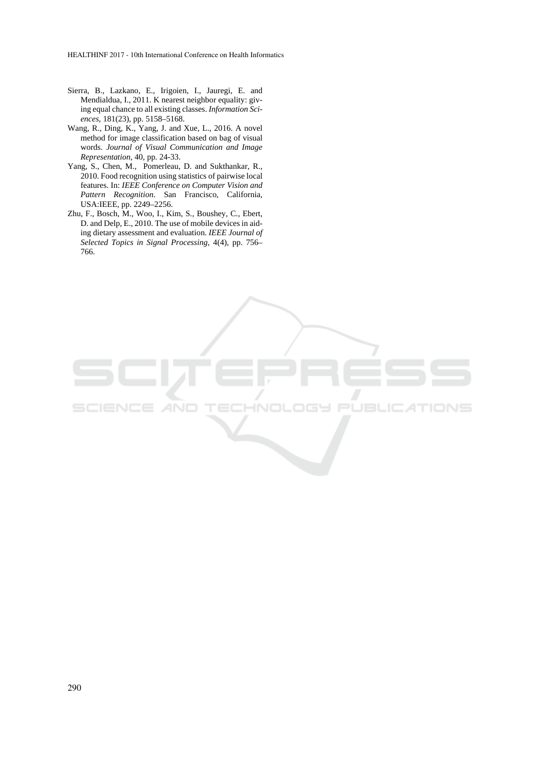Sierra, B., Lazkano, E., Irigoien, I., Jauregi, E. and Mendialdua, I., 2011. K nearest neighbor equality: giving equal chance to all existing classes. *Information Sciences*, 181(23), pp. 5158–5168.

Wang, R., Ding, K., Yang, J. and Xue, L., 2016. A novel method for image classification based on bag of visual words. *Journal of Visual Communication and Image Representation*, 40, pp. 24-33.

Yang, S., Chen, M., Pomerleau, D. and Sukthankar, R., 2010. Food recognition using statistics of pairwise local features. In: *IEEE Conference on Computer Vision and Pattern Recognition*. San Francisco, California, USA:IEEE, pp. 2249–2256.

Zhu, F., Bosch, M., Woo, I., Kim, S., Boushey, C., Ebert, D. and Delp, E., 2010. The use of mobile devices in aiding dietary assessment and evaluation. *IEEE Journal of Selected Topics in Signal Processing*, 4(4), pp. 756–766.